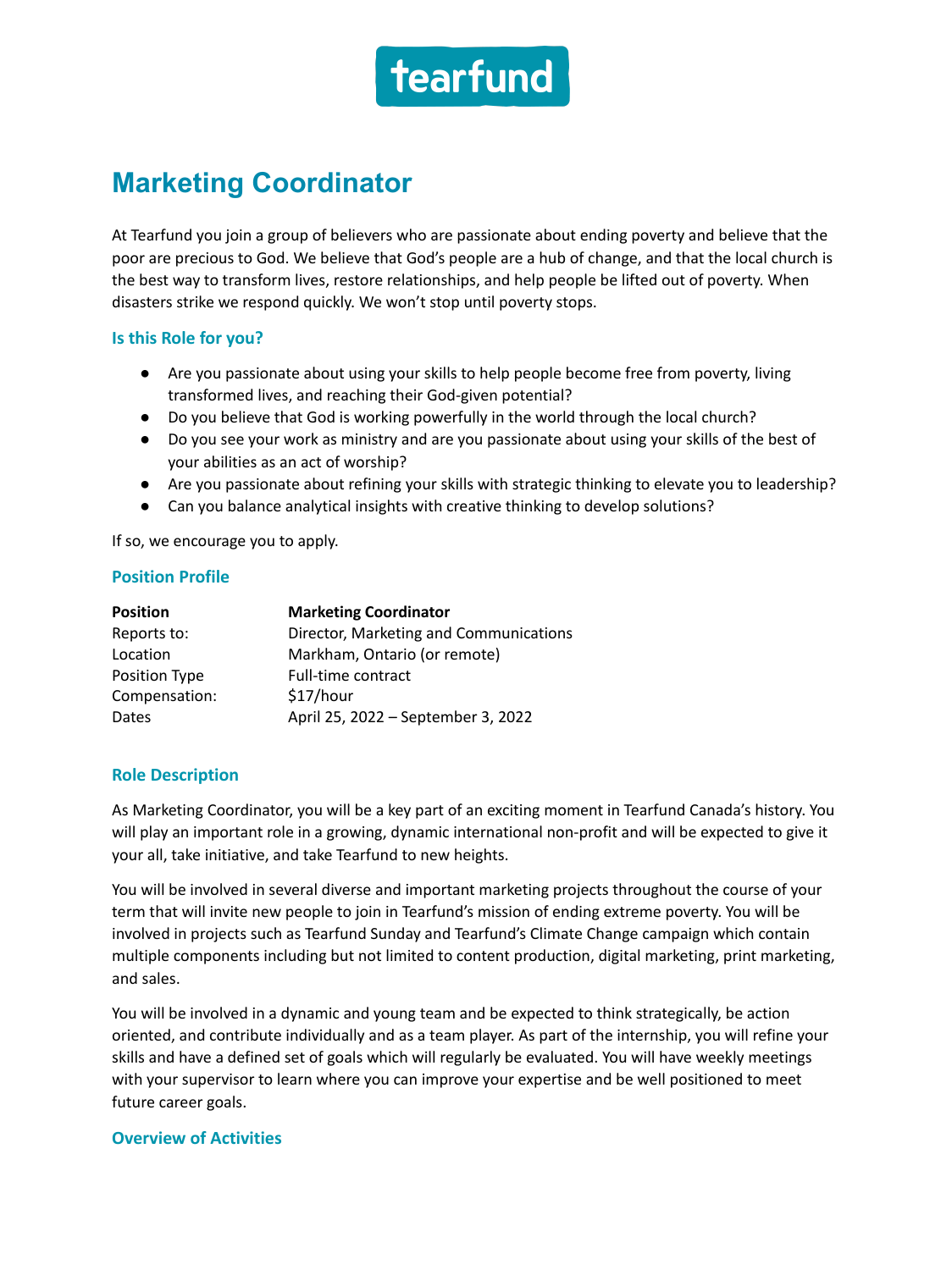tearfund

# Marketing Coordinator

At Tearfund you join a group of believers who are passionate about ending poverty and believe that the poor are precious to God. We believe that God's people are a hub of change, and that the local church is the best way to transform lives, restore relationships, and help people be lifted out of poverty. When disasters strike we respond quickly. We won't stop until poverty stops.

### Is this Role for you?

- Are you passionate about using your skills to help people become free from poverty, living transformed lives, and reaching their God-given potential?
- Do you believe that God is working powerfully in the world through the local church?
- Do you see your work as ministry and are you passionate about using your skills of the best of your abilities as an act of worship?
- Are you passionate about refining your skills with strategic thinking to elevate you to leadership?
- Can you balance analytical insights with creative thinking to develop solutions?

If so, we encourage you to apply.

### Position Profile

| **Position** | **Marketing Coordinator** |
|---|---|
| Reports to: | Director, Marketing and Communications |
| Location | Markham, Ontario (or remote) |
| Position Type | Full-time contract |
| Compensation: | $17/hour |
| Dates | April 25, 2022 – September 3, 2022 |

### Role Description

As Marketing Coordinator, you will be a key part of an exciting moment in Tearfund Canada's history. You will play an important role in a growing, dynamic international non-profit and will be expected to give it your all, take initiative, and take Tearfund to new heights.

You will be involved in several diverse and important marketing projects throughout the course of your term that will invite new people to join in Tearfund's mission of ending extreme poverty. You will be involved in projects such as Tearfund Sunday and Tearfund's Climate Change campaign which contain multiple components including but not limited to content production, digital marketing, print marketing, and sales.

You will be involved in a dynamic and young team and be expected to think strategically, be action oriented, and contribute individually and as a team player. As part of the internship, you will refine your skills and have a defined set of goals which will regularly be evaluated. You will have weekly meetings with your supervisor to learn where you can improve your expertise and be well positioned to meet future career goals.

### Overview of Activities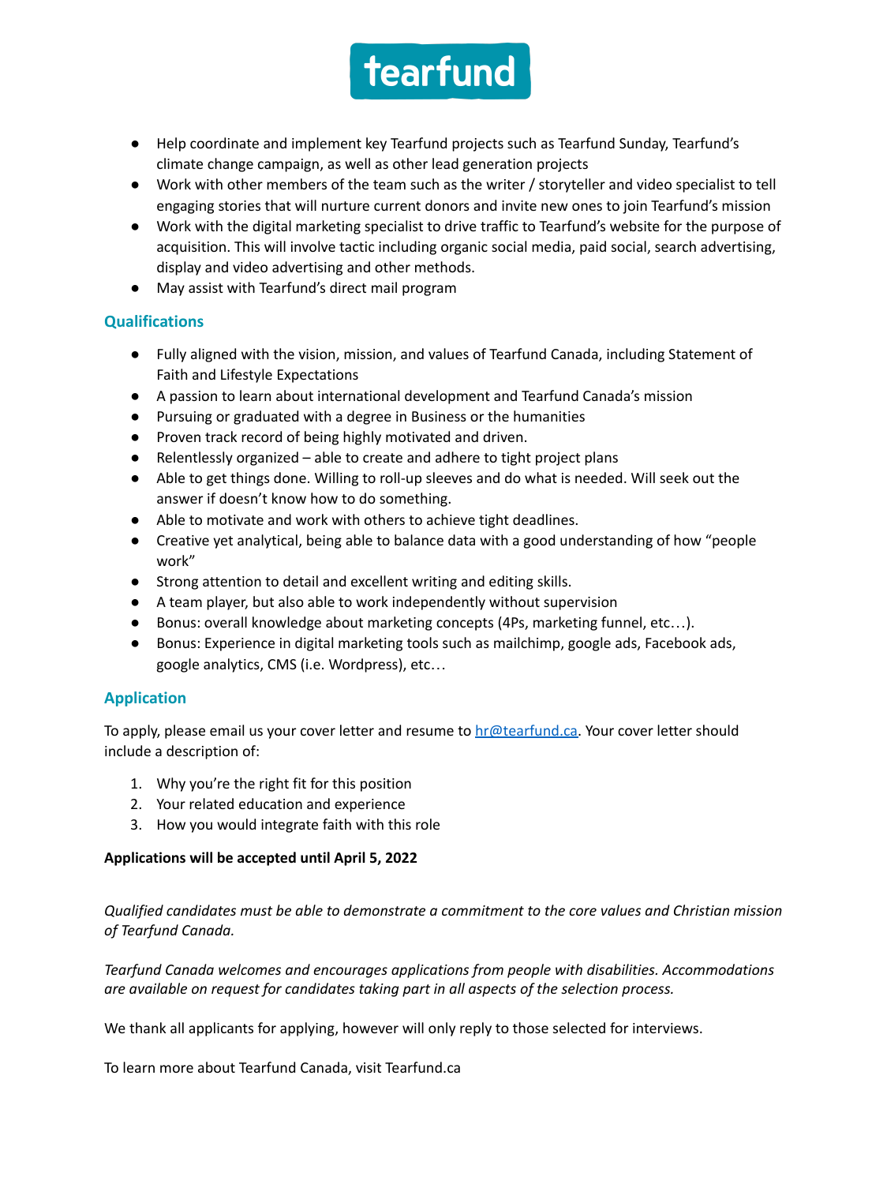- Help coordinate and implement key Tearfund projects such as Tearfund Sunday, Tearfund's climate change campaign, as well as other lead generation projects
- Work with other members of the team such as the writer / storyteller and video specialist to tell engaging stories that will nurture current donors and invite new ones to join Tearfund's mission
- Work with the digital marketing specialist to drive traffic to Tearfund's website for the purpose of acquisition. This will involve tactic including organic social media, paid social, search advertising, display and video advertising and other methods.
- May assist with Tearfund's direct mail program

## Qualifications

- Fully aligned with the vision, mission, and values of Tearfund Canada, including Statement of Faith and Lifestyle Expectations
- A passion to learn about international development and Tearfund Canada's mission
- Pursuing or graduated with a degree in Business or the humanities
- Proven track record of being highly motivated and driven.
- Relentlessly organized – able to create and adhere to tight project plans
- Able to get things done. Willing to roll-up sleeves and do what is needed. Will seek out the answer if doesn't know how to do something.
- Able to motivate and work with others to achieve tight deadlines.
- Creative yet analytical, being able to balance data with a good understanding of how "people work"
- Strong attention to detail and excellent writing and editing skills.
- A team player, but also able to work independently without supervision
- Bonus: overall knowledge about marketing concepts (4Ps, marketing funnel, etc…).
- Bonus: Experience in digital marketing tools such as mailchimp, google ads, Facebook ads, google analytics, CMS (i.e. Wordpress), etc…

## Application

To apply, please email us your cover letter and resume to hr@tearfund.ca. Your cover letter should include a description of:

1. Why you're the right fit for this position
2. Your related education and experience
3. How you would integrate faith with this role

**Applications will be accepted until April 5, 2022**

*Qualified candidates must be able to demonstrate a commitment to the core values and Christian mission of Tearfund Canada.*

*Tearfund Canada welcomes and encourages applications from people with disabilities. Accommodations are available on request for candidates taking part in all aspects of the selection process.*

We thank all applicants for applying, however will only reply to those selected for interviews.

To learn more about Tearfund Canada, visit Tearfund.ca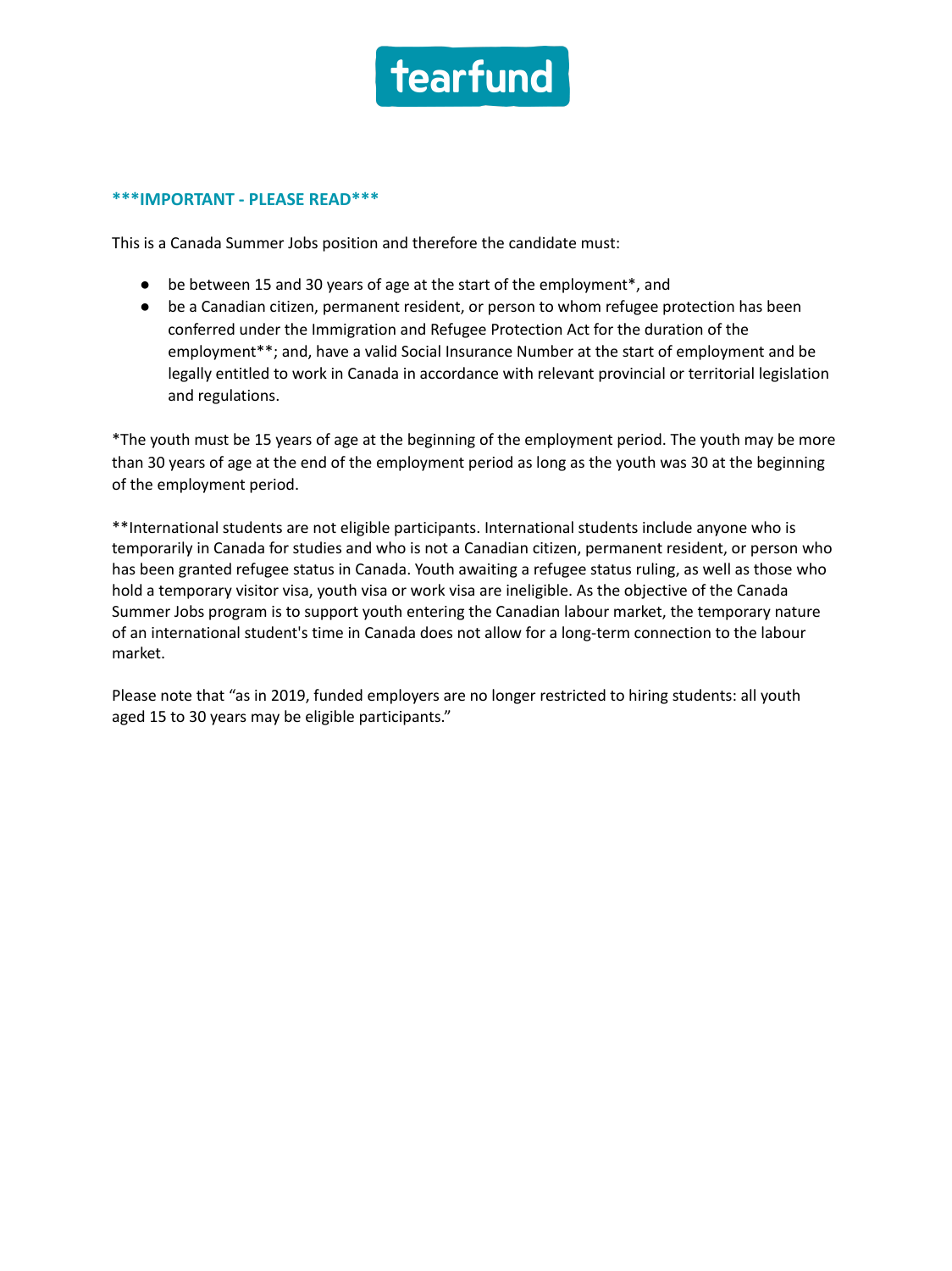tearfund

**\*\*\*IMPORTANT - PLEASE READ\*\*\***

This is a Canada Summer Jobs position and therefore the candidate must:

- be between 15 and 30 years of age at the start of the employment*, and
- be a Canadian citizen, permanent resident, or person to whom refugee protection has been conferred under the Immigration and Refugee Protection Act for the duration of the employment**; and, have a valid Social Insurance Number at the start of employment and be legally entitled to work in Canada in accordance with relevant provincial or territorial legislation and regulations.

*The youth must be 15 years of age at the beginning of the employment period. The youth may be more than 30 years of age at the end of the employment period as long as the youth was 30 at the beginning of the employment period.

**International students are not eligible participants. International students include anyone who is temporarily in Canada for studies and who is not a Canadian citizen, permanent resident, or person who has been granted refugee status in Canada. Youth awaiting a refugee status ruling, as well as those who hold a temporary visitor visa, youth visa or work visa are ineligible. As the objective of the Canada Summer Jobs program is to support youth entering the Canadian labour market, the temporary nature of an international student's time in Canada does not allow for a long-term connection to the labour market.

Please note that “as in 2019, funded employers are no longer restricted to hiring students: all youth aged 15 to 30 years may be eligible participants.”